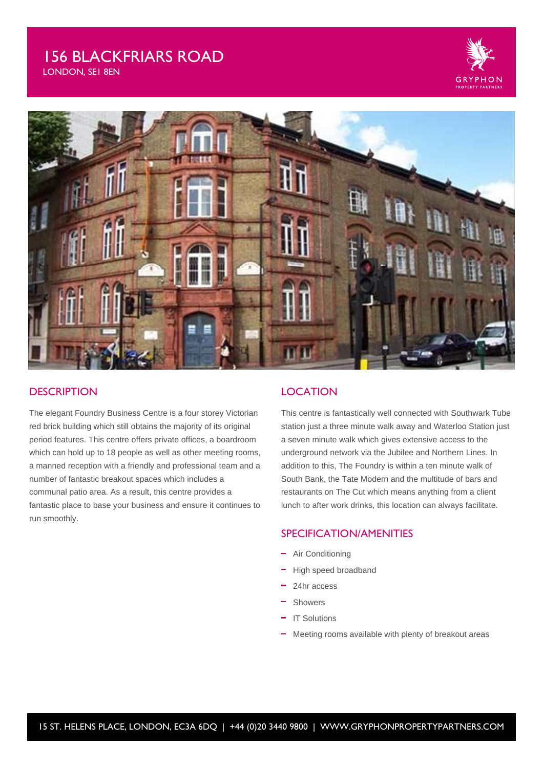# 156 BLACKFRIARS ROAD

LONDON, SE1 8EN

GRYPHON PROPERTY PARTNERS

## DESCRIPTION

The elegant Foundry Business Centre is a four storey Victorian red brick building which still obtains the majority of its original period features. This centre offers private offices, a boardroom which can hold up to 18 people as well as other meeting rooms, a manned reception with a friendly and professional team and a number of fantastic breakout spaces which includes a communal patio area. As a result, this centre provides a fantastic place to base your business and ensure it continues to run smoothly.

## LOCATION

This centre is fantastically well connected with Southwark Tube station just a three minute walk away and Waterloo Station just a seven minute walk which gives extensive access to the underground network via the Jubilee and Northern Lines. In addition to this, The Foundry is within a ten minute walk of South Bank, the Tate Modern and the multitude of bars and restaurants on The Cut which means anything from a client lunch to after work drinks, this location can always facilitate.

## SPECIFICATION/AMENITIES

- Air Conditioning
- High speed broadband
- 24hr access
- Showers
- IT Solutions
- Meeting rooms available with plenty of breakout areas

15 ST. HELENS PLACE, LONDON, EC3A 6DQ | +44 (0)20 3440 9800 | WWW.GRYPHONPROPERTYPARTNERS.COM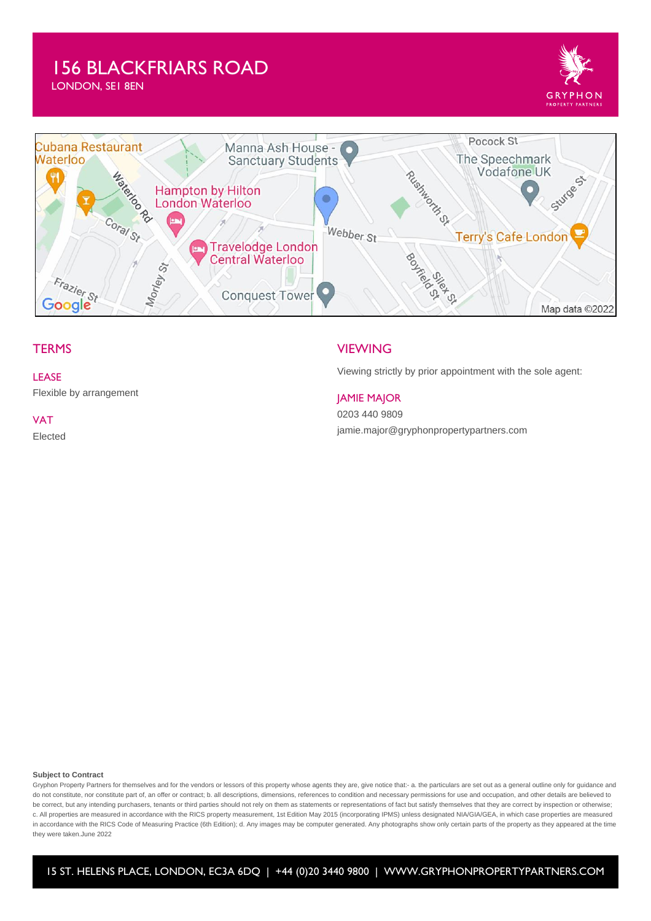# 156 BLACKFRIARS ROAD

LONDON, SE1 8EN

GRYPHON
PROPERTY PARTNERS

Cubana Restaurant Waterloo
Manna Ash House - Sanctuary Students
Pocock St
The Speechmark Vodafone UK
Waterloo Rd
Hampton by Hilton London Waterloo
Rushworth St
Sturge St
Coral St
Webber St
Terry's Cafe London
Travelodge London Central Waterloo
Boyfield St
Silex St
Morley St
Frazier St
Conquest Tower
Google
Map data ©2022

## TERMS

### LEASE

Flexible by arrangement

### VAT

Elected

## VIEWING

Viewing strictly by prior appointment with the sole agent:

### JAMIE MAJOR

0203 440 9809

jamie.major@gryphonpropertypartners.com

**Subject to Contract**

Gryphon Property Partners for themselves and for the vendors or lessors of this property whose agents they are, give notice that:- a. the particulars are set out as a general outline only for guidance and do not constitute, nor constitute part of, an offer or contract; b. all descriptions, dimensions, references to condition and necessary permissions for use and occupation, and other details are believed to be correct, but any intending purchasers, tenants or third parties should not rely on them as statements or representations of fact but satisfy themselves that they are correct by inspection or otherwise; c. All properties are measured in accordance with the RICS property measurement, 1st Edition May 2015 (incorporating IPMS) unless designated NIA/GIA/GEA, in which case properties are measured in accordance with the RICS Code of Measuring Practice (6th Edition); d. Any images may be computer generated. Any photographs show only certain parts of the property as they appeared at the time they were taken.June 2022

15 ST. HELENS PLACE, LONDON, EC3A 6DQ | +44 (0)20 3440 9800 | WWW.GRYPHONPROPERTYPARTNERS.COM